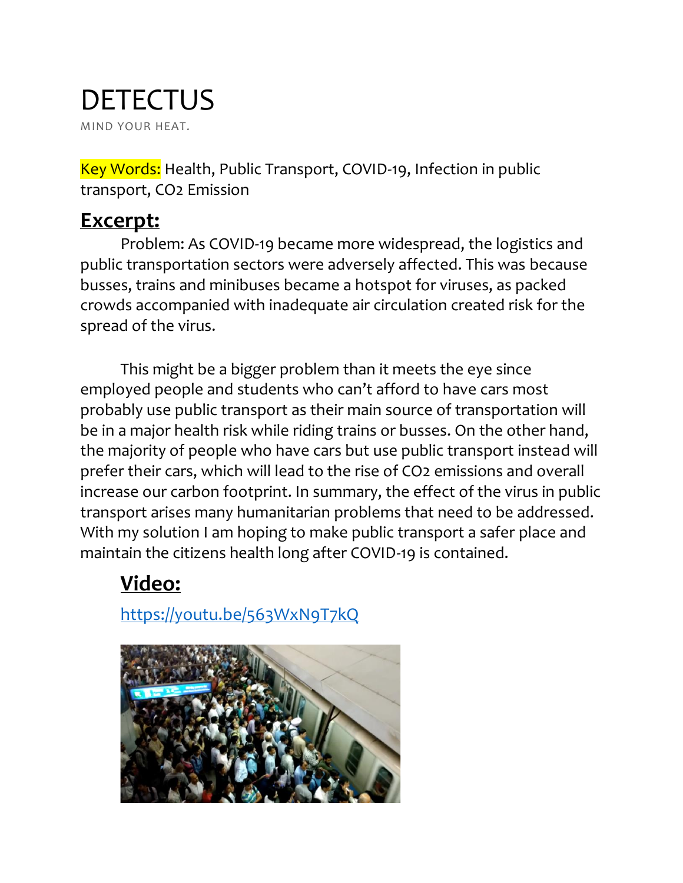# DETECTUS

MIND YOUR HEAT.

Key Words: Health, Public Transport, COVID-19, Infection in public transport, $CO_2$ Emission

## **Excerpt:**

Problem: As COVID-19 became more widespread, the logistics and public transportation sectors were adversely affected. This was because busses, trains and minibuses became a hotspot for viruses, as packed crowds accompanied with inadequate air circulation created risk for the spread of the virus.

This might be a bigger problem than it meets the eye since employed people and students who can't afford to have cars most probably use public transport as their main source of transportation will be in a major health risk while riding trains or busses. On the other hand, the majority of people who have cars but use public transport instead will prefer their cars, which will lead to the rise of $CO_2$ emissions and overall increase our carbon footprint. In summary, the effect of the virus in public transport arises many humanitarian problems that need to be addressed. With my solution I am hoping to make public transport a safer place and maintain the citizens health long after COVID-19 is contained.

## **Video:**

https://youtu.be/563WxN9T7kQ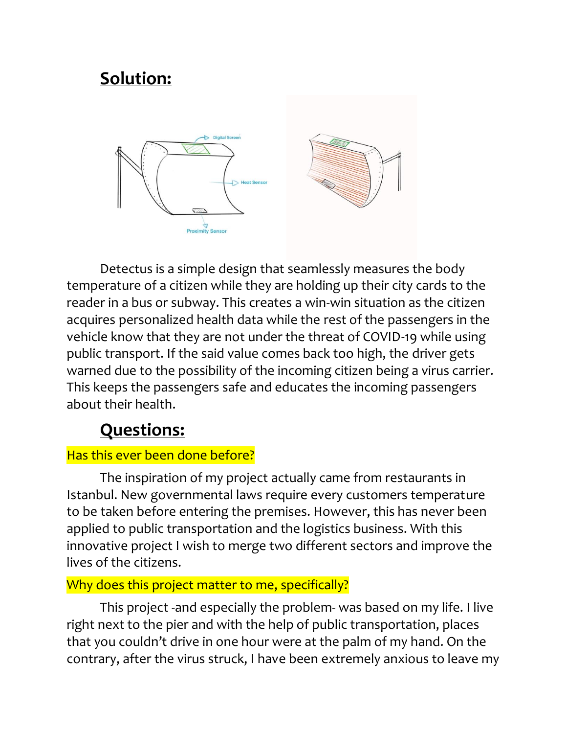## Solution:

Detectus is a simple design that seamlessly measures the body temperature of a citizen while they are holding up their city cards to the reader in a bus or subway. This creates a win-win situation as the citizen acquires personalized health data while the rest of the passengers in the vehicle know that they are not under the threat of COVID-19 while using public transport. If the said value comes back too high, the driver gets warned due to the possibility of the incoming citizen being a virus carrier. This keeps the passengers safe and educates the incoming passengers about their health.

## Questions:

Has this ever been done before?

The inspiration of my project actually came from restaurants in Istanbul. New governmental laws require every customers temperature to be taken before entering the premises. However, this has never been applied to public transportation and the logistics business. With this innovative project I wish to merge two different sectors and improve the lives of the citizens.

Why does this project matter to me, specifically?

This project -and especially the problem- was based on my life. I live right next to the pier and with the help of public transportation, places that you couldn't drive in one hour were at the palm of my hand. On the contrary, after the virus struck, I have been extremely anxious to leave my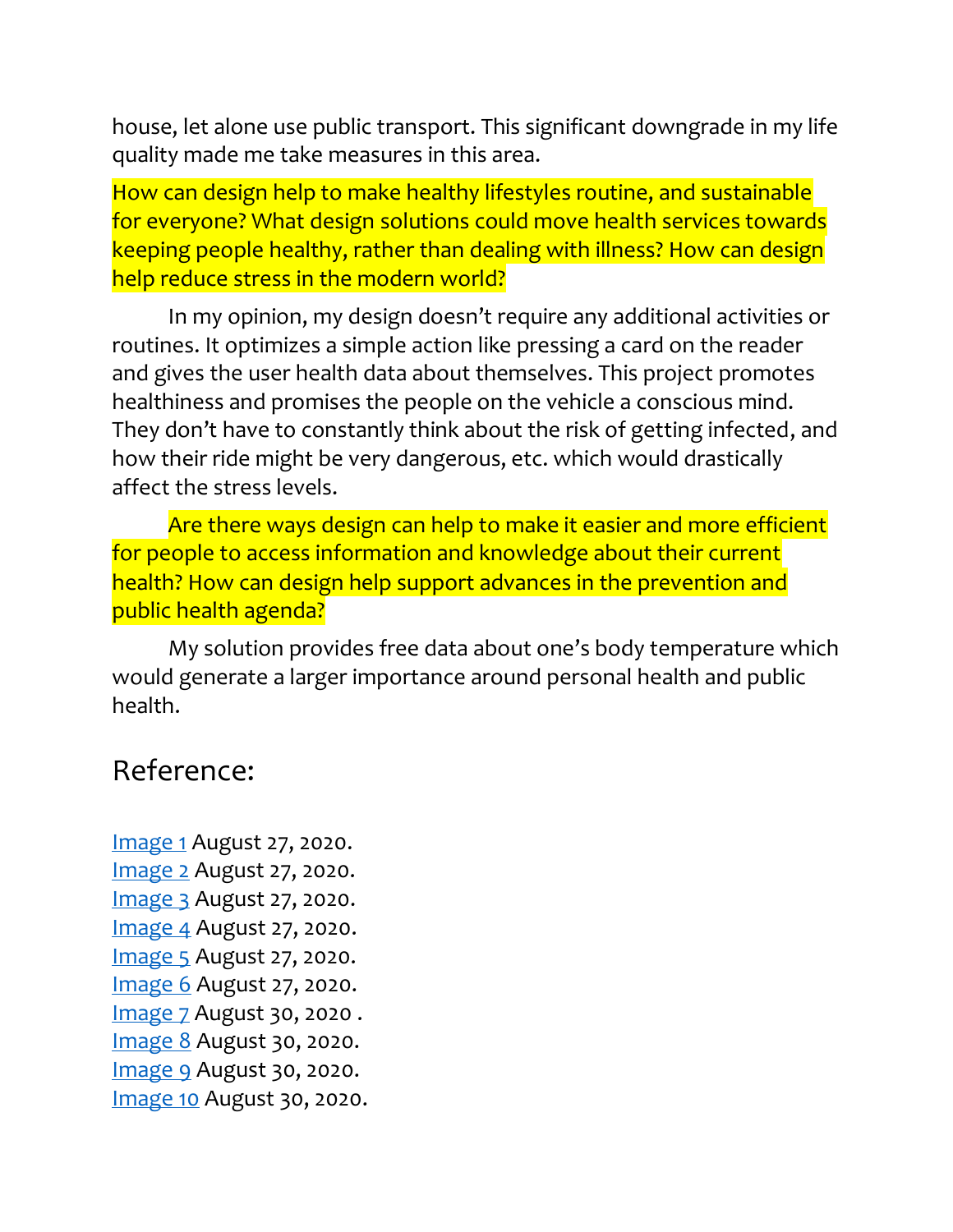house, let alone use public transport. This significant downgrade in my life quality made me take measures in this area.

How can design help to make healthy lifestyles routine, and sustainable for everyone? What design solutions could move health services towards keeping people healthy, rather than dealing with illness? How can design help reduce stress in the modern world?

In my opinion, my design doesn't require any additional activities or routines. It optimizes a simple action like pressing a card on the reader and gives the user health data about themselves. This project promotes healthiness and promises the people on the vehicle a conscious mind. They don't have to constantly think about the risk of getting infected, and how their ride might be very dangerous, etc. which would drastically affect the stress levels.

Are there ways design can help to make it easier and more efficient for people to access information and knowledge about their current health? How can design help support advances in the prevention and public health agenda?

My solution provides free data about one's body temperature which would generate a larger importance around personal health and public health.

## Reference:

Image 1 August 27, 2020.
Image 2 August 27, 2020.
Image 3 August 27, 2020.
Image 4 August 27, 2020.
Image 5 August 27, 2020.
Image 6 August 27, 2020.
Image 7 August 30, 2020 .
Image 8 August 30, 2020.
Image 9 August 30, 2020.
Image 10 August 30, 2020.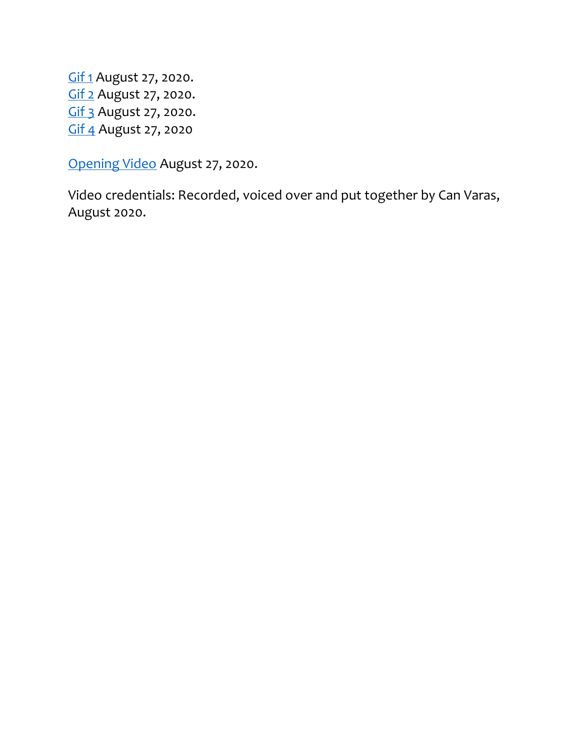Gif 1 August 27, 2020.
Gif 2 August 27, 2020.
Gif 3 August 27, 2020.
Gif 4 August 27, 2020

Opening Video August 27, 2020.

Video credentials: Recorded, voiced over and put together by Can Varas, August 2020.